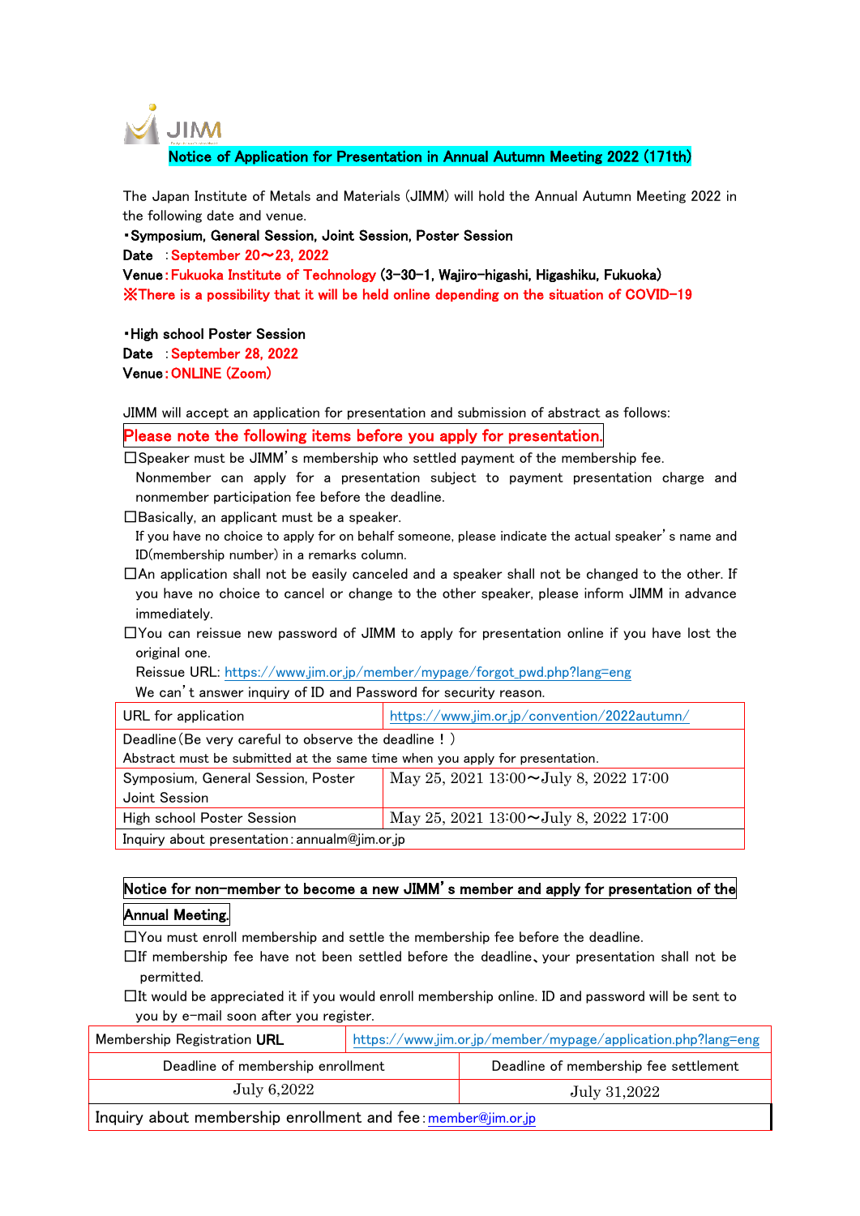JIMM

## Notice of Application for Presentation in Annual Autumn Meeting 2022 (171th)

The Japan Institute of Metals and Materials (JIMM) will hold the Annual Autumn Meeting 2022 in the following date and venue.

**・Symposium, General Session, Joint Session, Poster Session**

**Date** ：September 20～23, 2022

**Venue**：Fukuoka Institute of Technology **(3-30-1, Wajiro-higashi, Higashiku, Fukuoka)**

**※There is a possibility that it will be held online depending on the situation of COVID-19**

**・High school Poster Session**

**Date** ：September 28, 2022

**Venue**：ONLINE (Zoom)

JIMM will accept an application for presentation and submission of abstract as follows:

**Please note the following items before you apply for presentation.**

□Speaker must be JIMM's membership who settled payment of the membership fee.
Nonmember can apply for a presentation subject to payment presentation charge and nonmember participation fee before the deadline.

□Basically, an applicant must be a speaker.
If you have no choice to apply for on behalf someone, please indicate the actual speaker's name and ID(membership number) in a remarks column.

□An application shall not be easily canceled and a speaker shall not be changed to the other. If you have no choice to cancel or change to the other speaker, please inform JIMM in advance immediately.

□You can reissue new password of JIMM to apply for presentation online if you have lost the original one.
Reissue URL: https://www.jim.or.jp/member/mypage/forgot_pwd.php?lang=eng
We can't answer inquiry of ID and Password for security reason.

| URL for application | https://www.jim.or.jp/convention/2022autumn/ |
|---|---|
| Deadline（Be very careful to observe the deadline！）<br>Abstract must be submitted at the same time when you apply for presentation. | |
| Symposium, General Session, Poster Joint Session | May 25, 2021 13:00～July 8, 2022 17:00 |
| High school Poster Session | May 25, 2021 13:00～July 8, 2022 17:00 |
| Inquiry about presentation：annualm@jim.or.jp | |

**Notice for non-member to become a new JIMM's member and apply for presentation of the Annual Meeting.**

□You must enroll membership and settle the membership fee before the deadline.

□If membership fee have not been settled before the deadline、your presentation shall not be permitted.

□It would be appreciated it if you would enroll membership online. ID and password will be sent to you by e-mail soon after you register.

| Membership Registration **URL** | https://www.jim.or.jp/member/mypage/application.php?lang=eng |
|---|---|
| Deadline of membership enrollment | Deadline of membership fee settlement |
| July 6,2022 | July 31,2022 |
| Inquiry about membership enrollment and fee：member@jim.or.jp | |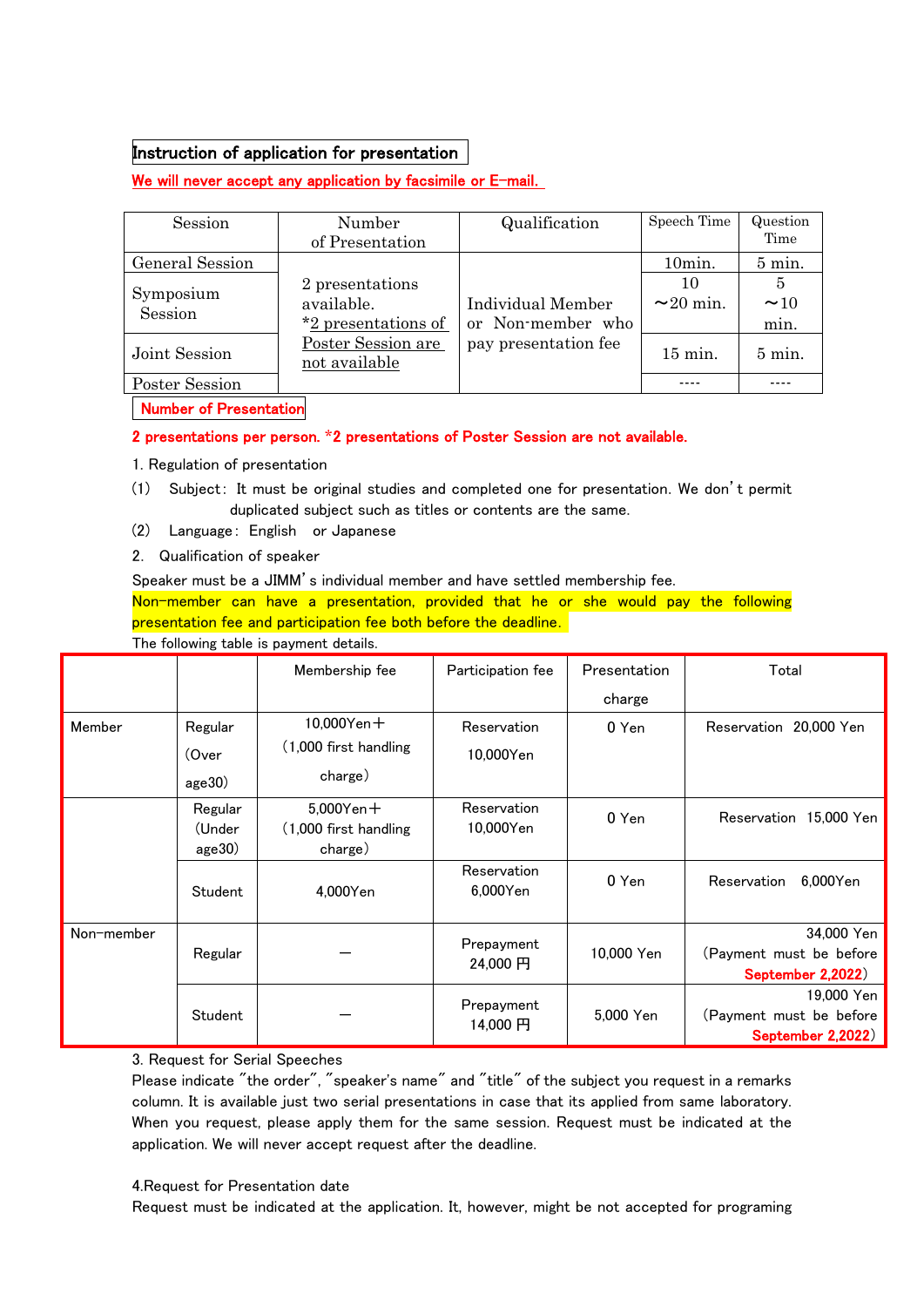## Instruction of application for presentation

**We will never accept any application by facsimile or E-mail.**

| Session | Number of Presentation | Qualification | Speech Time | Question Time |
|---|---|---|---|---|
| General Session | 2 presentations available. *2 presentations of Poster Session are not available | Individual Member or Non-member who pay presentation fee | 10min. | 5 min. |
| Symposium Session | | | 10 ～20 min. | 5 ～10 min. |
| Joint Session | | | 15 min. | 5 min. |
| Poster Session | | | ---- | ---- |

**Number of Presentation**

**2 presentations per person. *2 presentations of Poster Session are not available.**

1. Regulation of presentation

(1) Subject: It must be original studies and completed one for presentation. We don't permit duplicated subject such as titles or contents are the same.

(2) Language: English or Japanese

2. Qualification of speaker

Speaker must be a JIMM's individual member and have settled membership fee.

Non-member can have a presentation, provided that he or she would pay the following presentation fee and participation fee both before the deadline.

The following table is payment details.

| | | Membership fee | Participation fee | Presentation charge | Total |
|---|---|---|---|---|---|
| Member | Regular (Over age30) | 10,000Yen＋（1,000 first handling charge） | Reservation 10,000Yen | 0 Yen | Reservation 20,000 Yen |
| | Regular (Under age30) | 5,000Yen＋（1,000 first handling charge） | Reservation 10,000Yen | 0 Yen | Reservation 15,000 Yen |
| | Student | 4,000Yen | Reservation 6,000Yen | 0 Yen | Reservation 6,000Yen |
| Non-member | Regular | ― | Prepayment 24,000 円 | 10,000 Yen | 34,000 Yen (Payment must be before **September 2,2022**) |
| | Student | ― | Prepayment 14,000 円 | 5,000 Yen | 19,000 Yen (Payment must be before **September 2,2022**) |

3. Request for Serial Speeches

Please indicate "the order", "speaker's name" and "title" of the subject you request in a remarks column. It is available just two serial presentations in case that its applied from same laboratory. When you request, please apply them for the same session. Request must be indicated at the application. We will never accept request after the deadline.

4.Request for Presentation date

Request must be indicated at the application. It, however, might be not accepted for programing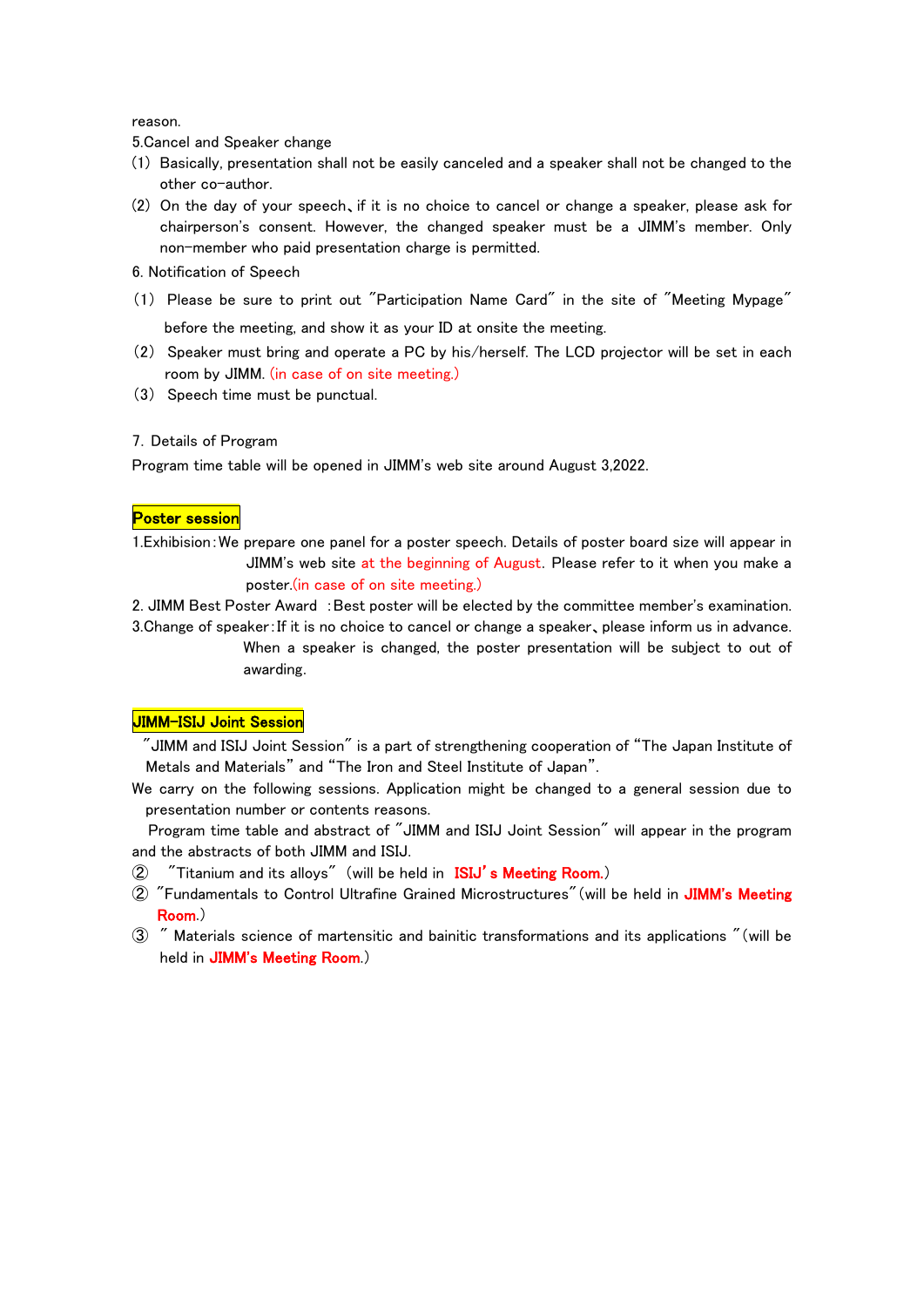reason.

5.Cancel and Speaker change

(1) Basically, presentation shall not be easily canceled and a speaker shall not be changed to the other co-author.

(2) On the day of your speech、if it is no choice to cancel or change a speaker, please ask for chairperson's consent. However, the changed speaker must be a JIMM's member. Only non-member who paid presentation charge is permitted.

6. Notification of Speech

(1) Please be sure to print out "Participation Name Card" in the site of "Meeting Mypage" before the meeting, and show it as your ID at onsite the meeting.

(2) Speaker must bring and operate a PC by his/herself. The LCD projector will be set in each room by JIMM. (in case of on site meeting.)

(3) Speech time must be punctual.

7. Details of Program

Program time table will be opened in JIMM's web site around August 3,2022.

**Poster session**

1.Exhibision：We prepare one panel for a poster speech. Details of poster board size will appear in JIMM's web site at the beginning of August. Please refer to it when you make a poster.(in case of on site meeting.)

2. JIMM Best Poster Award ：Best poster will be elected by the committee member's examination.

3.Change of speaker：If it is no choice to cancel or change a speaker、please inform us in advance. When a speaker is changed, the poster presentation will be subject to out of awarding.

**JIMM-ISIJ Joint Session**

"JIMM and ISIJ Joint Session" is a part of strengthening cooperation of "The Japan Institute of Metals and Materials" and "The Iron and Steel Institute of Japan".

We carry on the following sessions. Application might be changed to a general session due to presentation number or contents reasons.

Program time table and abstract of "JIMM and ISIJ Joint Session" will appear in the program and the abstracts of both JIMM and ISIJ.

② "Titanium and its alloys" (will be held in **ISIJ's Meeting Room.**)

② "Fundamentals to Control Ultrafine Grained Microstructures"(will be held in **JIMM's Meeting Room.**)

③ " Materials science of martensitic and bainitic transformations and its applications "(will be held in **JIMM's Meeting Room.**)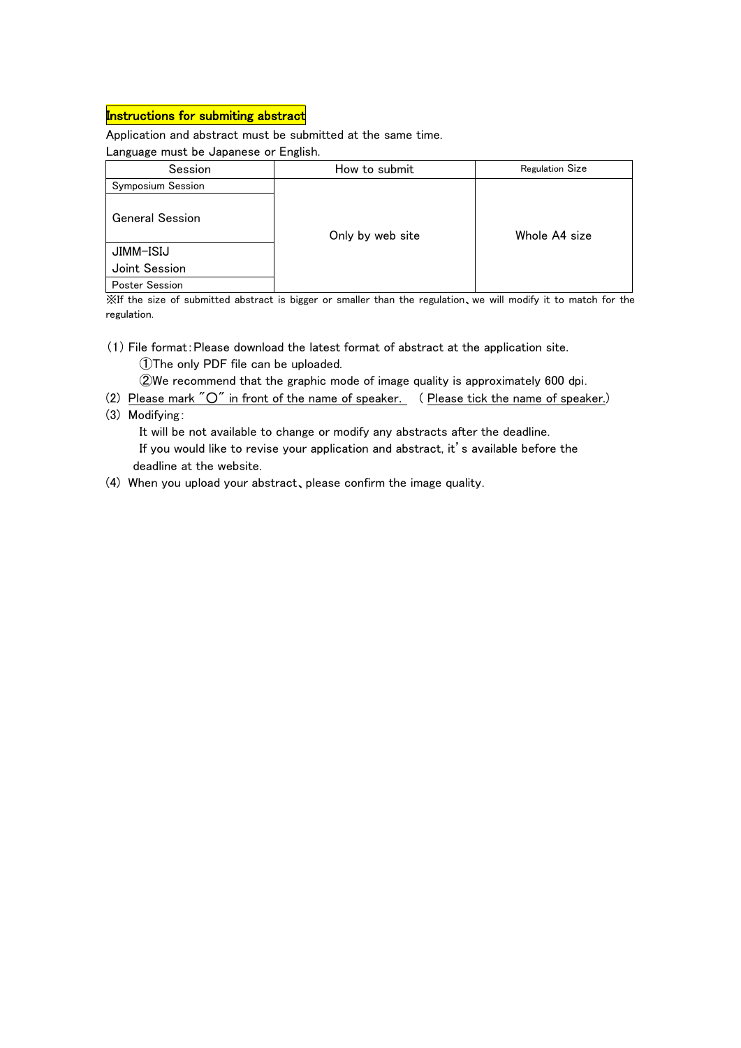**Instructions for submiting abstract**

Application and abstract must be submitted at the same time.

Language must be Japanese or English.

| Session | How to submit | Regulation Size |
|---|---|---|
| Symposium Session | Only by web site | Whole A4 size |
| General Session | | |
| JIMM-ISIJ Joint Session | | |
| Poster Session | | |

※If the size of submitted abstract is bigger or smaller than the regulation、we will modify it to match for the regulation.

(1) File format：Please download the latest format of abstract at the application site.
 ①The only PDF file can be uploaded.
 ②We recommend that the graphic mode of image quality is approximately 600 dpi.

(2) Please mark "○" in front of the name of speaker.  ( Please tick the name of speaker.)

(3) Modifying：
 It will be not available to change or modify any abstracts after the deadline.
 If you would like to revise your application and abstract, it's available before the deadline at the website.

(4) When you upload your abstract、please confirm the image quality.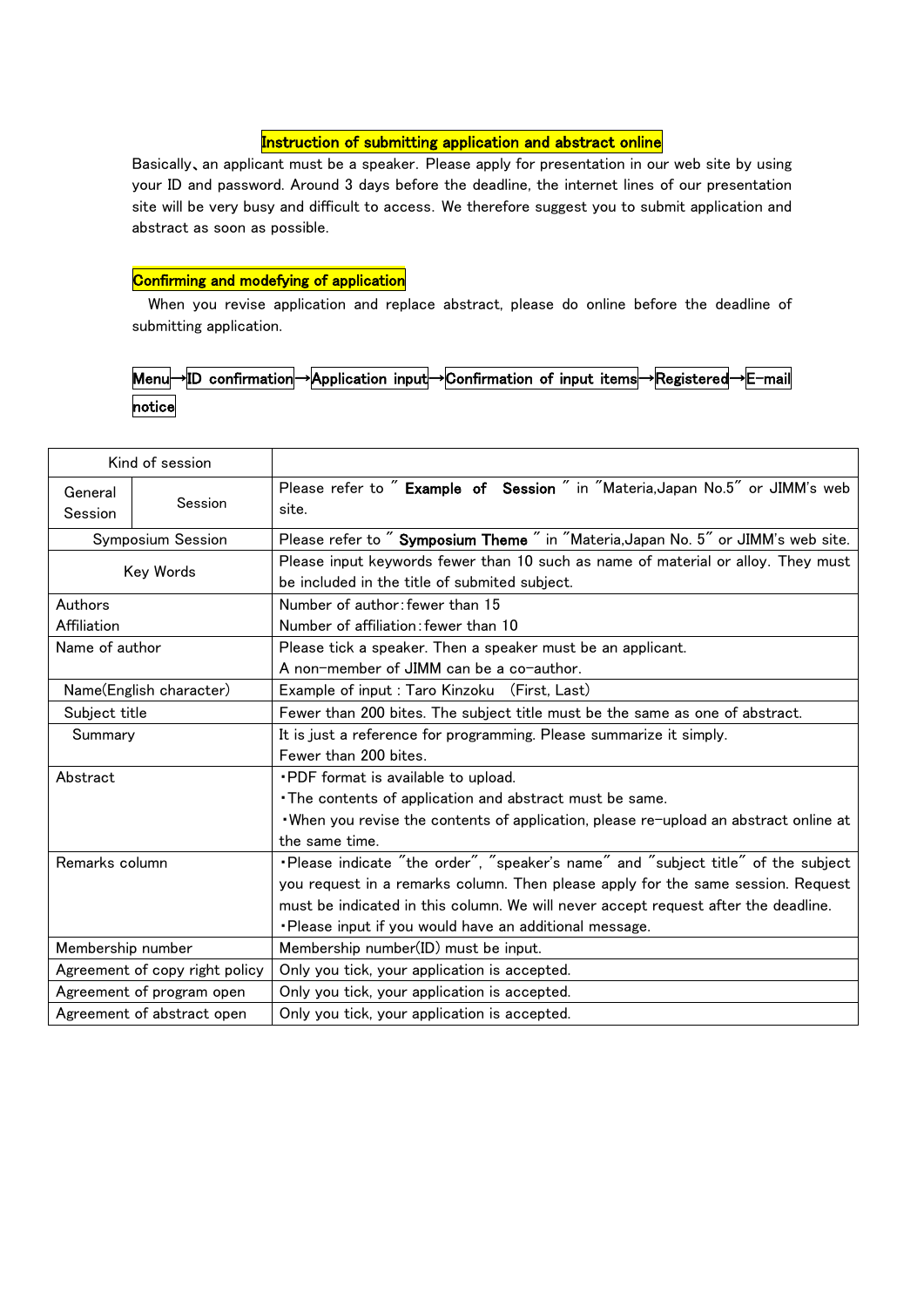## Instruction of submitting application and abstract online

Basically、an applicant must be a speaker. Please apply for presentation in our web site by using your ID and password. Around 3 days before the deadline, the internet lines of our presentation site will be very busy and difficult to access. We therefore suggest you to submit application and abstract as soon as possible.

## Confirming and modefying of application

When you revise application and replace abstract, please do online before the deadline of submitting application.

Menu→ID confirmation→Application input→Confirmation of input items→Registered→E-mail notice

| Kind of session | | |
|---|---|---|
| General Session | Session | Please refer to " **Example of Session** " in "Materia,Japan No.5" or JIMM's web site. |
| Symposium Session | | Please refer to " **Symposium Theme** " in "Materia,Japan No. 5" or JIMM's web site. |
| Key Words | | Please input keywords fewer than 10 such as name of material or alloy. They must be included in the title of submited subject. |
| Authors<br>Affiliation | | Number of author：fewer than 15<br>Number of affiliation：fewer than 10 |
| Name of author | | Please tick a speaker. Then a speaker must be an applicant.<br>A non-member of JIMM can be a co-author. |
| Name(English character) | | Example of input : Taro Kinzoku (First, Last) |
| Subject title | | Fewer than 200 bites. The subject title must be the same as one of abstract. |
| Summary | | It is just a reference for programming. Please summarize it simply.<br>Fewer than 200 bites. |
| Abstract | | ・PDF format is available to upload.<br>・The contents of application and abstract must be same.<br>・When you revise the contents of application, please re-upload an abstract online at the same time. |
| Remarks column | | ・Please indicate "the order", "speaker's name" and "subject title" of the subject you request in a remarks column. Then please apply for the same session. Request must be indicated in this column. We will never accept request after the deadline.<br>・Please input if you would have an additional message. |
| Membership number | | Membership number(ID) must be input. |
| Agreement of copy right policy | | Only you tick, your application is accepted. |
| Agreement of program open | | Only you tick, your application is accepted. |
| Agreement of abstract open | | Only you tick, your application is accepted. |